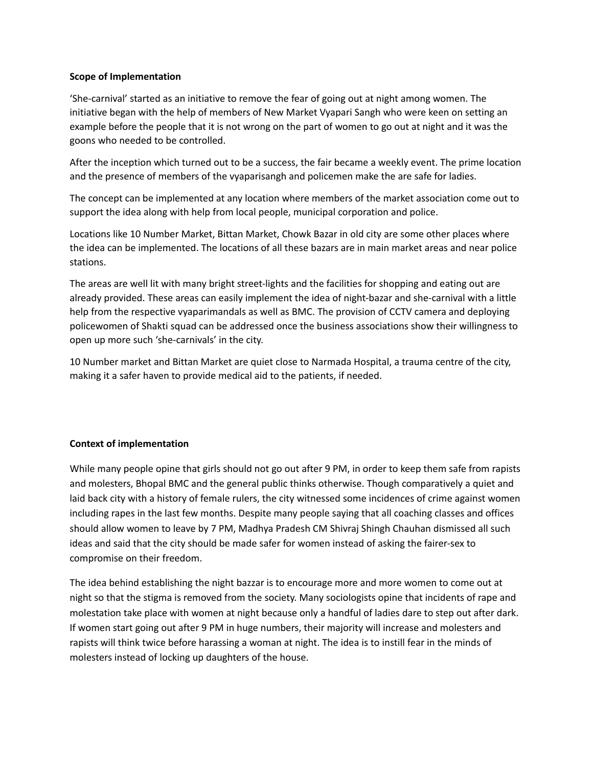**Scope of Implementation**

'She-carnival' started as an initiative to remove the fear of going out at night among women. The initiative began with the help of members of New Market Vyapari Sangh who were keen on setting an example before the people that it is not wrong on the part of women to go out at night and it was the goons who needed to be controlled.

After the inception which turned out to be a success, the fair became a weekly event. The prime location and the presence of members of the vyaparisangh and policemen make the are safe for ladies.

The concept can be implemented at any location where members of the market association come out to support the idea along with help from local people, municipal corporation and police.

Locations like 10 Number Market, Bittan Market, Chowk Bazar in old city are some other places where the idea can be implemented. The locations of all these bazars are in main market areas and near police stations.

The areas are well lit with many bright street-lights and the facilities for shopping and eating out are already provided. These areas can easily implement the idea of night-bazar and she-carnival with a little help from the respective vyaparimandals as well as BMC. The provision of CCTV camera and deploying policewomen of Shakti squad can be addressed once the business associations show their willingness to open up more such 'she-carnivals' in the city.

10 Number market and Bittan Market are quiet close to Narmada Hospital, a trauma centre of the city, making it a safer haven to provide medical aid to the patients, if needed.

**Context of implementation**

While many people opine that girls should not go out after 9 PM, in order to keep them safe from rapists and molesters, Bhopal BMC and the general public thinks otherwise. Though comparatively a quiet and laid back city with a history of female rulers, the city witnessed some incidences of crime against women including rapes in the last few months. Despite many people saying that all coaching classes and offices should allow women to leave by 7 PM, Madhya Pradesh CM Shivraj Shingh Chauhan dismissed all such ideas and said that the city should be made safer for women instead of asking the fairer-sex to compromise on their freedom.

The idea behind establishing the night bazzar is to encourage more and more women to come out at night so that the stigma is removed from the society. Many sociologists opine that incidents of rape and molestation take place with women at night because only a handful of ladies dare to step out after dark. If women start going out after 9 PM in huge numbers, their majority will increase and molesters and rapists will think twice before harassing a woman at night. The idea is to instill fear in the minds of molesters instead of locking up daughters of the house.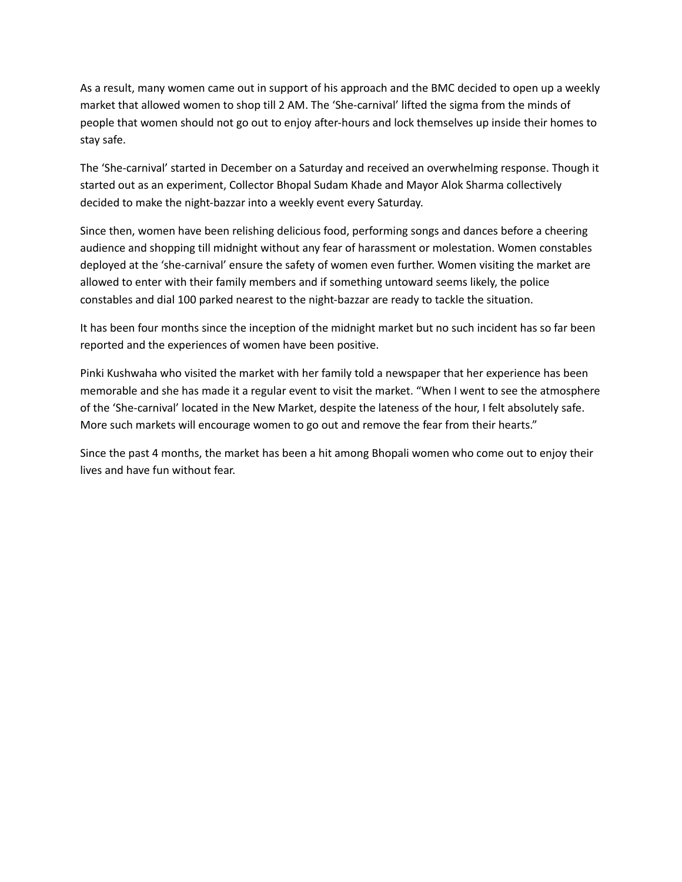As a result, many women came out in support of his approach and the BMC decided to open up a weekly market that allowed women to shop till 2 AM. The 'She-carnival' lifted the sigma from the minds of people that women should not go out to enjoy after-hours and lock themselves up inside their homes to stay safe.

The 'She-carnival' started in December on a Saturday and received an overwhelming response. Though it started out as an experiment, Collector Bhopal Sudam Khade and Mayor Alok Sharma collectively decided to make the night-bazzar into a weekly event every Saturday.

Since then, women have been relishing delicious food, performing songs and dances before a cheering audience and shopping till midnight without any fear of harassment or molestation. Women constables deployed at the 'she-carnival' ensure the safety of women even further. Women visiting the market are allowed to enter with their family members and if something untoward seems likely, the police constables and dial 100 parked nearest to the night-bazzar are ready to tackle the situation.

It has been four months since the inception of the midnight market but no such incident has so far been reported and the experiences of women have been positive.

Pinki Kushwaha who visited the market with her family told a newspaper that her experience has been memorable and she has made it a regular event to visit the market. "When I went to see the atmosphere of the 'She-carnival' located in the New Market, despite the lateness of the hour, I felt absolutely safe. More such markets will encourage women to go out and remove the fear from their hearts."

Since the past 4 months, the market has been a hit among Bhopali women who come out to enjoy their lives and have fun without fear.